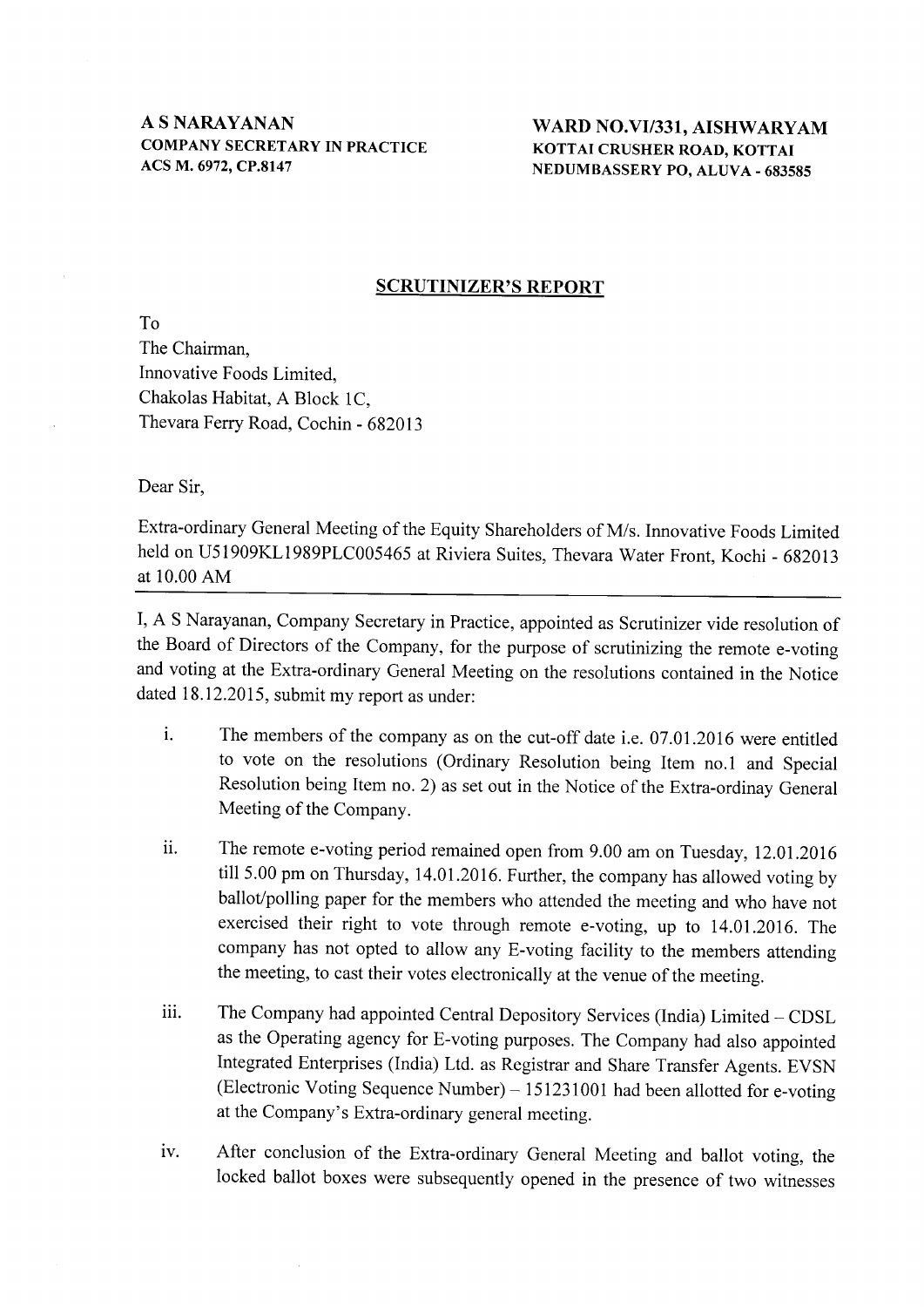**A S NARAYANAN**
**COMPANY SECRETARY IN PRACTICE**
**ACS M. 6972, CP.8147**

**WARD NO.VI/331, AISHWARYAM**
**KOTTAI CRUSHER ROAD, KOTTAI**
**NEDUMBASSERY PO, ALUVA - 683585**

## SCRUTINIZER'S REPORT

To
The Chairman,
Innovative Foods Limited,
Chakolas Habitat, A Block 1C,
Thevara Ferry Road, Cochin - 682013

Dear Sir,

Extra-ordinary General Meeting of the Equity Shareholders of M/s. Innovative Foods Limited held on U51909KL1989PLC005465 at Riviera Suites, Thevara Water Front, Kochi - 682013 at 10.00 AM

I, A S Narayanan, Company Secretary in Practice, appointed as Scrutinizer vide resolution of the Board of Directors of the Company, for the purpose of scrutinizing the remote e-voting and voting at the Extra-ordinary General Meeting on the resolutions contained in the Notice dated 18.12.2015, submit my report as under:

i. The members of the company as on the cut-off date i.e. 07.01.2016 were entitled to vote on the resolutions (Ordinary Resolution being Item no.1 and Special Resolution being Item no. 2) as set out in the Notice of the Extra-ordinay General Meeting of the Company.

ii. The remote e-voting period remained open from 9.00 am on Tuesday, 12.01.2016 till 5.00 pm on Thursday, 14.01.2016. Further, the company has allowed voting by ballot/polling paper for the members who attended the meeting and who have not exercised their right to vote through remote e-voting, up to 14.01.2016. The company has not opted to allow any E-voting facility to the members attending the meeting, to cast their votes electronically at the venue of the meeting.

iii. The Company had appointed Central Depository Services (India) Limited – CDSL as the Operating agency for E-voting purposes. The Company had also appointed Integrated Enterprises (India) Ltd. as Registrar and Share Transfer Agents. EVSN (Electronic Voting Sequence Number) – 151231001 had been allotted for e-voting at the Company's Extra-ordinary general meeting.

iv. After conclusion of the Extra-ordinary General Meeting and ballot voting, the locked ballot boxes were subsequently opened in the presence of two witnesses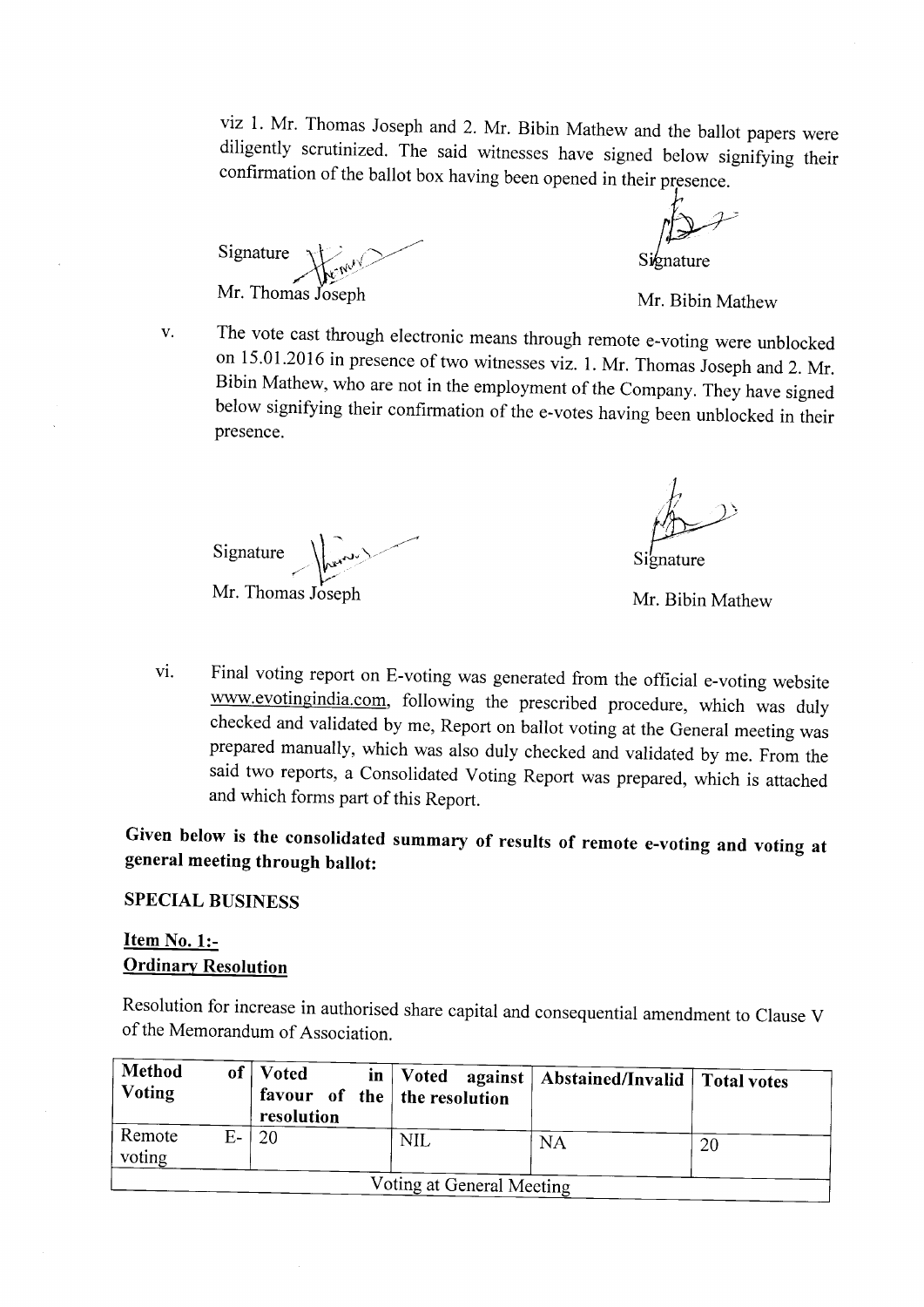viz 1. Mr. Thomas Joseph and 2. Mr. Bibin Mathew and the ballot papers were diligently scrutinized. The said witnesses have signed below signifying their confirmation of the ballot box having been opened in their presence.

Signature
Mr. Thomas Joseph

Signature
Mr. Bibin Mathew

v. The vote cast through electronic means through remote e-voting were unblocked on 15.01.2016 in presence of two witnesses viz. 1. Mr. Thomas Joseph and 2. Mr. Bibin Mathew, who are not in the employment of the Company. They have signed below signifying their confirmation of the e-votes having been unblocked in their presence.

Signature
Mr. Thomas Joseph

Signature
Mr. Bibin Mathew

vi. Final voting report on E-voting was generated from the official e-voting website www.evotingindia.com, following the prescribed procedure, which was duly checked and validated by me, Report on ballot voting at the General meeting was prepared manually, which was also duly checked and validated by me. From the said two reports, a Consolidated Voting Report was prepared, which is attached and which forms part of this Report.

**Given below is the consolidated summary of results of remote e-voting and voting at general meeting through ballot:**

**SPECIAL BUSINESS**

**Item No. 1:-**
**Ordinary Resolution**

Resolution for increase in authorised share capital and consequential amendment to Clause V of the Memorandum of Association.

| Method of Voting | Voted in favour of the resolution | Voted against the resolution | Abstained/Invalid | Total votes |
|---|---|---|---|---|
| Remote E-voting | 20 | NIL | NA | 20 |
| Voting at General Meeting | | | | |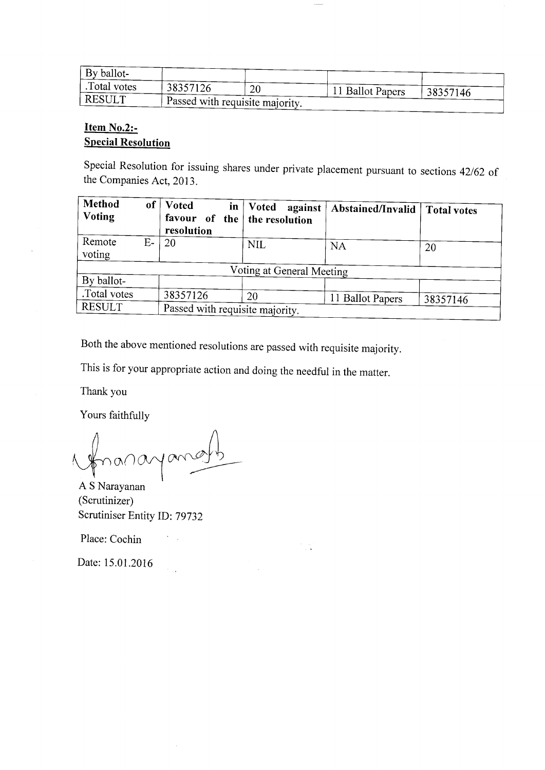| | | | | |
|---|---|---|---|---|
| By ballot- | | | | |
| .Total votes | 38357126 | 20 | 11 Ballot Papers | 38357146 |
| RESULT | Passed with requisite majority. | | | |

**Item No.2:-**
**Special Resolution**

Special Resolution for issuing shares under private placement pursuant to sections 42/62 of the Companies Act, 2013.

| Method of Voting | Voted in favour of the resolution | Voted against the resolution | Abstained/Invalid | Total votes |
|---|---|---|---|---|
| Remote E-voting | 20 | NIL | NA | 20 |
| Voting at General Meeting | | | | |
| By ballot- | | | | |
| .Total votes | 38357126 | 20 | 11 Ballot Papers | 38357146 |
| RESULT | Passed with requisite majority. | | | |

Both the above mentioned resolutions are passed with requisite majority.

This is for your appropriate action and doing the needful in the matter.

Thank you

Yours faithfully

A S Narayanan
(Scrutinizer)
Scrutiniser Entity ID: 79732

Place: Cochin

Date: 15.01.2016